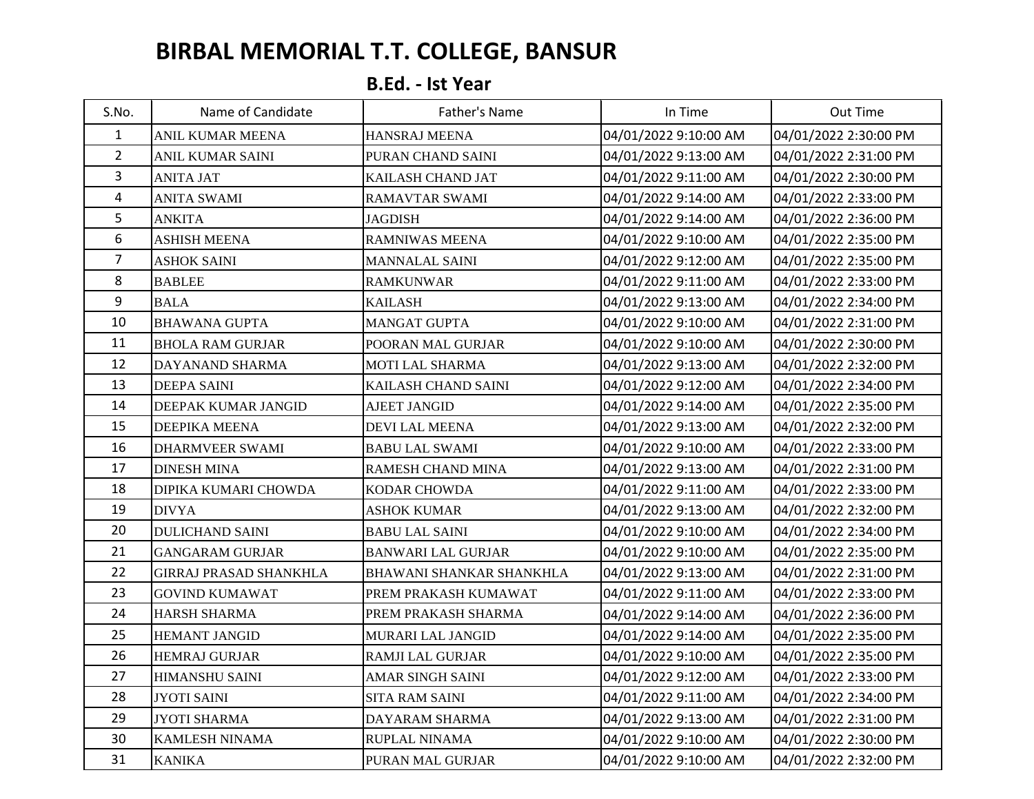# BIRBAL MEMORIAL T.T. COLLEGE, BANSUR

## B.Ed. - Ist Year

| S.No. | Name of Candidate | Father's Name | In Time | Out Time |
|---|---|---|---|---|
| 1 | ANIL KUMAR MEENA | HANSRAJ MEENA | 04/01/2022 9:10:00 AM | 04/01/2022 2:30:00 PM |
| 2 | ANIL KUMAR SAINI | PURAN CHAND SAINI | 04/01/2022 9:13:00 AM | 04/01/2022 2:31:00 PM |
| 3 | ANITA JAT | KAILASH CHAND JAT | 04/01/2022 9:11:00 AM | 04/01/2022 2:30:00 PM |
| 4 | ANITA SWAMI | RAMAVTAR SWAMI | 04/01/2022 9:14:00 AM | 04/01/2022 2:33:00 PM |
| 5 | ANKITA | JAGDISH | 04/01/2022 9:14:00 AM | 04/01/2022 2:36:00 PM |
| 6 | ASHISH MEENA | RAMNIWAS MEENA | 04/01/2022 9:10:00 AM | 04/01/2022 2:35:00 PM |
| 7 | ASHOK SAINI | MANNALAL SAINI | 04/01/2022 9:12:00 AM | 04/01/2022 2:35:00 PM |
| 8 | BABLEE | RAMKUNWAR | 04/01/2022 9:11:00 AM | 04/01/2022 2:33:00 PM |
| 9 | BALA | KAILASH | 04/01/2022 9:13:00 AM | 04/01/2022 2:34:00 PM |
| 10 | BHAWANA GUPTA | MANGAT GUPTA | 04/01/2022 9:10:00 AM | 04/01/2022 2:31:00 PM |
| 11 | BHOLA RAM GURJAR | POORAN MAL GURJAR | 04/01/2022 9:10:00 AM | 04/01/2022 2:30:00 PM |
| 12 | DAYANAND SHARMA | MOTI LAL SHARMA | 04/01/2022 9:13:00 AM | 04/01/2022 2:32:00 PM |
| 13 | DEEPA SAINI | KAILASH CHAND SAINI | 04/01/2022 9:12:00 AM | 04/01/2022 2:34:00 PM |
| 14 | DEEPAK KUMAR JANGID | AJEET JANGID | 04/01/2022 9:14:00 AM | 04/01/2022 2:35:00 PM |
| 15 | DEEPIKA MEENA | DEVI LAL MEENA | 04/01/2022 9:13:00 AM | 04/01/2022 2:32:00 PM |
| 16 | DHARMVEER SWAMI | BABU LAL SWAMI | 04/01/2022 9:10:00 AM | 04/01/2022 2:33:00 PM |
| 17 | DINESH MINA | RAMESH CHAND MINA | 04/01/2022 9:13:00 AM | 04/01/2022 2:31:00 PM |
| 18 | DIPIKA KUMARI CHOWDA | KODAR CHOWDA | 04/01/2022 9:11:00 AM | 04/01/2022 2:33:00 PM |
| 19 | DIVYA | ASHOK KUMAR | 04/01/2022 9:13:00 AM | 04/01/2022 2:32:00 PM |
| 20 | DULICHAND SAINI | BABU LAL SAINI | 04/01/2022 9:10:00 AM | 04/01/2022 2:34:00 PM |
| 21 | GANGARAM GURJAR | BANWARI LAL GURJAR | 04/01/2022 9:10:00 AM | 04/01/2022 2:35:00 PM |
| 22 | GIRRAJ PRASAD SHANKHLA | BHAWANI SHANKAR SHANKHLA | 04/01/2022 9:13:00 AM | 04/01/2022 2:31:00 PM |
| 23 | GOVIND KUMAWAT | PREM PRAKASH KUMAWAT | 04/01/2022 9:11:00 AM | 04/01/2022 2:33:00 PM |
| 24 | HARSH SHARMA | PREM PRAKASH SHARMA | 04/01/2022 9:14:00 AM | 04/01/2022 2:36:00 PM |
| 25 | HEMANT JANGID | MURARI LAL JANGID | 04/01/2022 9:14:00 AM | 04/01/2022 2:35:00 PM |
| 26 | HEMRAJ GURJAR | RAMJI LAL GURJAR | 04/01/2022 9:10:00 AM | 04/01/2022 2:35:00 PM |
| 27 | HIMANSHU SAINI | AMAR SINGH SAINI | 04/01/2022 9:12:00 AM | 04/01/2022 2:33:00 PM |
| 28 | JYOTI SAINI | SITA RAM SAINI | 04/01/2022 9:11:00 AM | 04/01/2022 2:34:00 PM |
| 29 | JYOTI SHARMA | DAYARAM SHARMA | 04/01/2022 9:13:00 AM | 04/01/2022 2:31:00 PM |
| 30 | KAMLESH NINAMA | RUPLAL NINAMA | 04/01/2022 9:10:00 AM | 04/01/2022 2:30:00 PM |
| 31 | KANIKA | PURAN MAL GURJAR | 04/01/2022 9:10:00 AM | 04/01/2022 2:32:00 PM |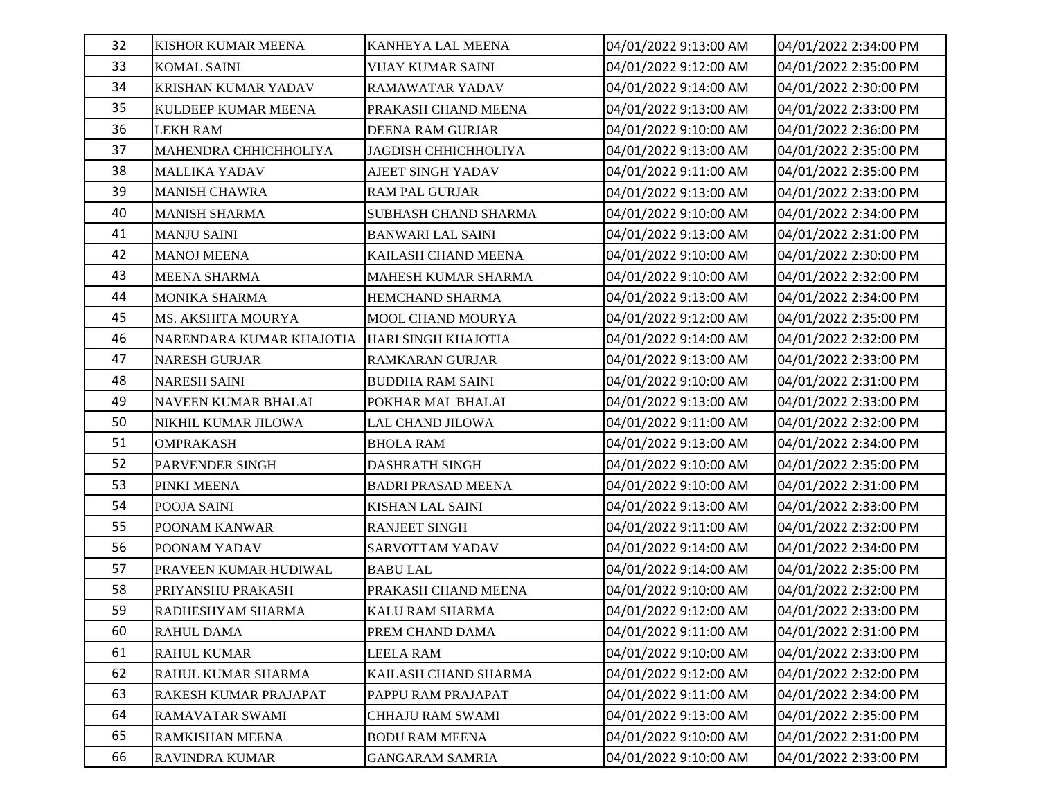| 32 | KISHOR KUMAR MEENA | KANHEYA LAL MEENA | 04/01/2022 9:13:00 AM | 04/01/2022 2:34:00 PM |
|---|---|---|---|---|
| 33 | KOMAL SAINI | VIJAY KUMAR SAINI | 04/01/2022 9:12:00 AM | 04/01/2022 2:35:00 PM |
| 34 | KRISHAN KUMAR YADAV | RAMAWATAR YADAV | 04/01/2022 9:14:00 AM | 04/01/2022 2:30:00 PM |
| 35 | KULDEEP KUMAR MEENA | PRAKASH CHAND MEENA | 04/01/2022 9:13:00 AM | 04/01/2022 2:33:00 PM |
| 36 | LEKH RAM | DEENA RAM GURJAR | 04/01/2022 9:10:00 AM | 04/01/2022 2:36:00 PM |
| 37 | MAHENDRA CHHICHHOLIYA | JAGDISH CHHICHHOLIYA | 04/01/2022 9:13:00 AM | 04/01/2022 2:35:00 PM |
| 38 | MALLIKA YADAV | AJEET SINGH YADAV | 04/01/2022 9:11:00 AM | 04/01/2022 2:35:00 PM |
| 39 | MANISH CHAWRA | RAM PAL GURJAR | 04/01/2022 9:13:00 AM | 04/01/2022 2:33:00 PM |
| 40 | MANISH SHARMA | SUBHASH CHAND SHARMA | 04/01/2022 9:10:00 AM | 04/01/2022 2:34:00 PM |
| 41 | MANJU SAINI | BANWARI LAL SAINI | 04/01/2022 9:13:00 AM | 04/01/2022 2:31:00 PM |
| 42 | MANOJ MEENA | KAILASH CHAND MEENA | 04/01/2022 9:10:00 AM | 04/01/2022 2:30:00 PM |
| 43 | MEENA SHARMA | MAHESH KUMAR SHARMA | 04/01/2022 9:10:00 AM | 04/01/2022 2:32:00 PM |
| 44 | MONIKA SHARMA | HEMCHAND SHARMA | 04/01/2022 9:13:00 AM | 04/01/2022 2:34:00 PM |
| 45 | MS. AKSHITA MOURYA | MOOL CHAND MOURYA | 04/01/2022 9:12:00 AM | 04/01/2022 2:35:00 PM |
| 46 | NARENDARA KUMAR KHAJOTIA | HARI SINGH KHAJOTIA | 04/01/2022 9:14:00 AM | 04/01/2022 2:32:00 PM |
| 47 | NARESH GURJAR | RAMKARAN GURJAR | 04/01/2022 9:13:00 AM | 04/01/2022 2:33:00 PM |
| 48 | NARESH SAINI | BUDDHA RAM SAINI | 04/01/2022 9:10:00 AM | 04/01/2022 2:31:00 PM |
| 49 | NAVEEN KUMAR BHALAI | POKHAR MAL BHALAI | 04/01/2022 9:13:00 AM | 04/01/2022 2:33:00 PM |
| 50 | NIKHIL KUMAR JILOWA | LAL CHAND JILOWA | 04/01/2022 9:11:00 AM | 04/01/2022 2:32:00 PM |
| 51 | OMPRAKASH | BHOLA RAM | 04/01/2022 9:13:00 AM | 04/01/2022 2:34:00 PM |
| 52 | PARVENDER SINGH | DASHRATH SINGH | 04/01/2022 9:10:00 AM | 04/01/2022 2:35:00 PM |
| 53 | PINKI MEENA | BADRI PRASAD MEENA | 04/01/2022 9:10:00 AM | 04/01/2022 2:31:00 PM |
| 54 | POOJA SAINI | KISHAN LAL SAINI | 04/01/2022 9:13:00 AM | 04/01/2022 2:33:00 PM |
| 55 | POONAM KANWAR | RANJEET SINGH | 04/01/2022 9:11:00 AM | 04/01/2022 2:32:00 PM |
| 56 | POONAM YADAV | SARVOTTAM YADAV | 04/01/2022 9:14:00 AM | 04/01/2022 2:34:00 PM |
| 57 | PRAVEEN KUMAR HUDIWAL | BABU LAL | 04/01/2022 9:14:00 AM | 04/01/2022 2:35:00 PM |
| 58 | PRIYANSHU PRAKASH | PRAKASH CHAND MEENA | 04/01/2022 9:10:00 AM | 04/01/2022 2:32:00 PM |
| 59 | RADHESHYAM SHARMA | KALU RAM SHARMA | 04/01/2022 9:12:00 AM | 04/01/2022 2:33:00 PM |
| 60 | RAHUL DAMA | PREM CHAND DAMA | 04/01/2022 9:11:00 AM | 04/01/2022 2:31:00 PM |
| 61 | RAHUL KUMAR | LEELA RAM | 04/01/2022 9:10:00 AM | 04/01/2022 2:33:00 PM |
| 62 | RAHUL KUMAR SHARMA | KAILASH CHAND SHARMA | 04/01/2022 9:12:00 AM | 04/01/2022 2:32:00 PM |
| 63 | RAKESH KUMAR PRAJAPAT | PAPPU RAM PRAJAPAT | 04/01/2022 9:11:00 AM | 04/01/2022 2:34:00 PM |
| 64 | RAMAVATAR SWAMI | CHHAJU RAM SWAMI | 04/01/2022 9:13:00 AM | 04/01/2022 2:35:00 PM |
| 65 | RAMKISHAN MEENA | BODU RAM MEENA | 04/01/2022 9:10:00 AM | 04/01/2022 2:31:00 PM |
| 66 | RAVINDRA KUMAR | GANGARAM SAMRIA | 04/01/2022 9:10:00 AM | 04/01/2022 2:33:00 PM |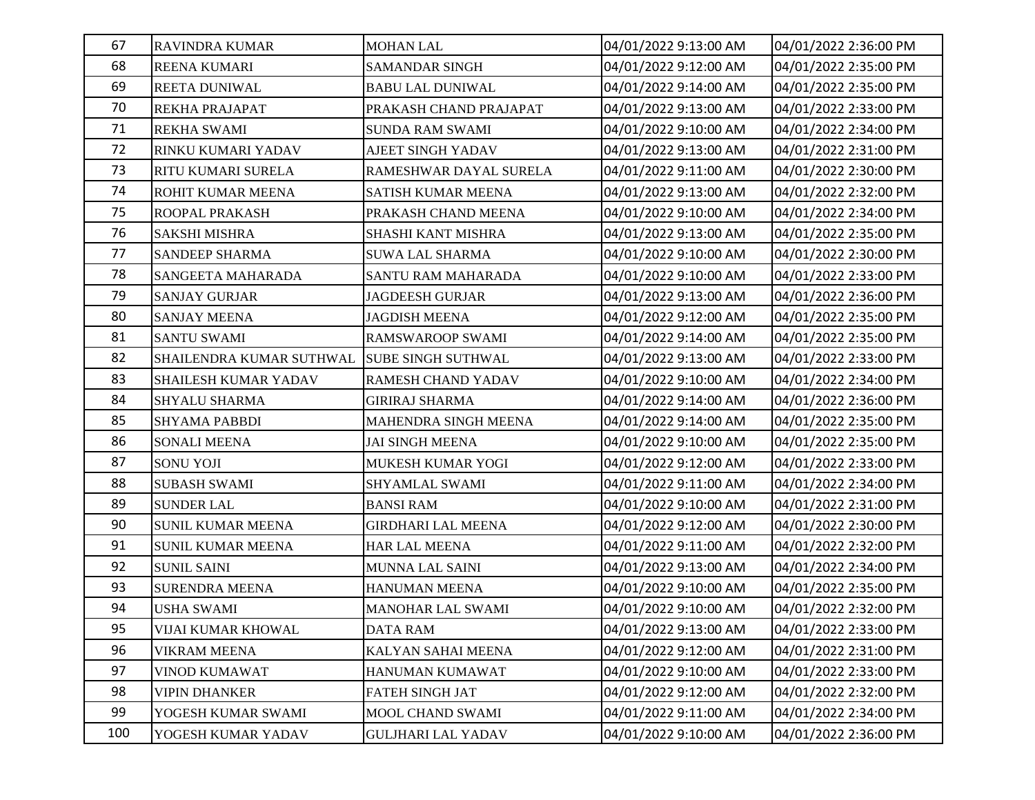| | | | | |
|---|---|---|---|---|
| 67 | RAVINDRA KUMAR | MOHAN LAL | 04/01/2022 9:13:00 AM | 04/01/2022 2:36:00 PM |
| 68 | REENA KUMARI | SAMANDAR SINGH | 04/01/2022 9:12:00 AM | 04/01/2022 2:35:00 PM |
| 69 | REETA DUNIWAL | BABU LAL DUNIWAL | 04/01/2022 9:14:00 AM | 04/01/2022 2:35:00 PM |
| 70 | REKHA PRAJAPAT | PRAKASH CHAND PRAJAPAT | 04/01/2022 9:13:00 AM | 04/01/2022 2:33:00 PM |
| 71 | REKHA SWAMI | SUNDA RAM SWAMI | 04/01/2022 9:10:00 AM | 04/01/2022 2:34:00 PM |
| 72 | RINKU KUMARI YADAV | AJEET SINGH YADAV | 04/01/2022 9:13:00 AM | 04/01/2022 2:31:00 PM |
| 73 | RITU KUMARI SURELA | RAMESHWAR DAYAL SURELA | 04/01/2022 9:11:00 AM | 04/01/2022 2:30:00 PM |
| 74 | ROHIT KUMAR MEENA | SATISH KUMAR MEENA | 04/01/2022 9:13:00 AM | 04/01/2022 2:32:00 PM |
| 75 | ROOPAL PRAKASH | PRAKASH CHAND MEENA | 04/01/2022 9:10:00 AM | 04/01/2022 2:34:00 PM |
| 76 | SAKSHI MISHRA | SHASHI KANT MISHRA | 04/01/2022 9:13:00 AM | 04/01/2022 2:35:00 PM |
| 77 | SANDEEP SHARMA | SUWA LAL SHARMA | 04/01/2022 9:10:00 AM | 04/01/2022 2:30:00 PM |
| 78 | SANGEETA MAHARADA | SANTU RAM MAHARADA | 04/01/2022 9:10:00 AM | 04/01/2022 2:33:00 PM |
| 79 | SANJAY GURJAR | JAGDEESH GURJAR | 04/01/2022 9:13:00 AM | 04/01/2022 2:36:00 PM |
| 80 | SANJAY MEENA | JAGDISH MEENA | 04/01/2022 9:12:00 AM | 04/01/2022 2:35:00 PM |
| 81 | SANTU SWAMI | RAMSWAROOP SWAMI | 04/01/2022 9:14:00 AM | 04/01/2022 2:35:00 PM |
| 82 | SHAILENDRA KUMAR SUTHWAL | SUBE SINGH SUTHWAL | 04/01/2022 9:13:00 AM | 04/01/2022 2:33:00 PM |
| 83 | SHAILESH KUMAR YADAV | RAMESH CHAND YADAV | 04/01/2022 9:10:00 AM | 04/01/2022 2:34:00 PM |
| 84 | SHYALU SHARMA | GIRIRAJ SHARMA | 04/01/2022 9:14:00 AM | 04/01/2022 2:36:00 PM |
| 85 | SHYAMA PABBDI | MAHENDRA SINGH MEENA | 04/01/2022 9:14:00 AM | 04/01/2022 2:35:00 PM |
| 86 | SONALI MEENA | JAI SINGH MEENA | 04/01/2022 9:10:00 AM | 04/01/2022 2:35:00 PM |
| 87 | SONU YOJI | MUKESH KUMAR YOGI | 04/01/2022 9:12:00 AM | 04/01/2022 2:33:00 PM |
| 88 | SUBASH SWAMI | SHYAMLAL SWAMI | 04/01/2022 9:11:00 AM | 04/01/2022 2:34:00 PM |
| 89 | SUNDER LAL | BANSI RAM | 04/01/2022 9:10:00 AM | 04/01/2022 2:31:00 PM |
| 90 | SUNIL KUMAR MEENA | GIRDHARI LAL MEENA | 04/01/2022 9:12:00 AM | 04/01/2022 2:30:00 PM |
| 91 | SUNIL KUMAR MEENA | HAR LAL MEENA | 04/01/2022 9:11:00 AM | 04/01/2022 2:32:00 PM |
| 92 | SUNIL SAINI | MUNNA LAL SAINI | 04/01/2022 9:13:00 AM | 04/01/2022 2:34:00 PM |
| 93 | SURENDRA MEENA | HANUMAN MEENA | 04/01/2022 9:10:00 AM | 04/01/2022 2:35:00 PM |
| 94 | USHA SWAMI | MANOHAR LAL SWAMI | 04/01/2022 9:10:00 AM | 04/01/2022 2:32:00 PM |
| 95 | VIJAI KUMAR KHOWAL | DATA RAM | 04/01/2022 9:13:00 AM | 04/01/2022 2:33:00 PM |
| 96 | VIKRAM MEENA | KALYAN SAHAI MEENA | 04/01/2022 9:12:00 AM | 04/01/2022 2:31:00 PM |
| 97 | VINOD KUMAWAT | HANUMAN KUMAWAT | 04/01/2022 9:10:00 AM | 04/01/2022 2:33:00 PM |
| 98 | VIPIN DHANKER | FATEH SINGH JAT | 04/01/2022 9:12:00 AM | 04/01/2022 2:32:00 PM |
| 99 | YOGESH KUMAR SWAMI | MOOL CHAND SWAMI | 04/01/2022 9:11:00 AM | 04/01/2022 2:34:00 PM |
| 100 | YOGESH KUMAR YADAV | GULJHARI LAL YADAV | 04/01/2022 9:10:00 AM | 04/01/2022 2:36:00 PM |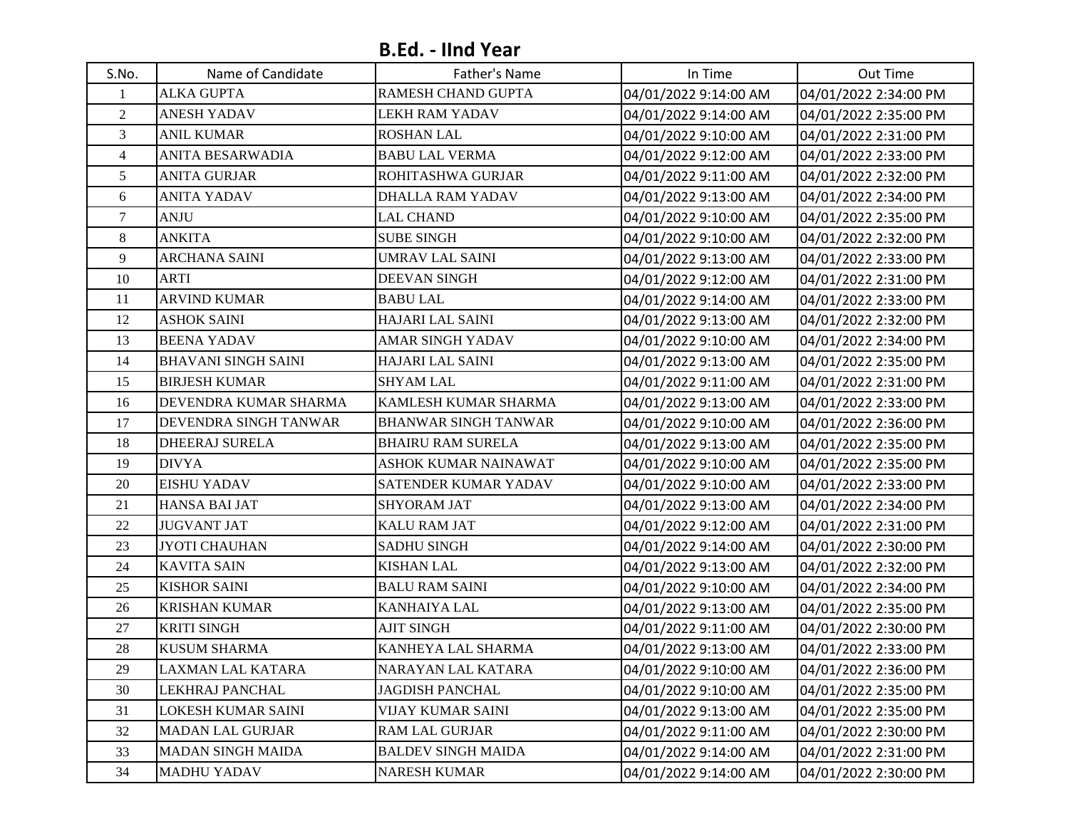## B.Ed. - IInd Year

| S.No. | Name of Candidate | Father's Name | In Time | Out Time |
|---|---|---|---|---|
| 1 | ALKA GUPTA | RAMESH CHAND GUPTA | 04/01/2022 9:14:00 AM | 04/01/2022 2:34:00 PM |
| 2 | ANESH YADAV | LEKH RAM YADAV | 04/01/2022 9:14:00 AM | 04/01/2022 2:35:00 PM |
| 3 | ANIL KUMAR | ROSHAN LAL | 04/01/2022 9:10:00 AM | 04/01/2022 2:31:00 PM |
| 4 | ANITA BESARWADIA | BABU LAL VERMA | 04/01/2022 9:12:00 AM | 04/01/2022 2:33:00 PM |
| 5 | ANITA GURJAR | ROHITASHWA GURJAR | 04/01/2022 9:11:00 AM | 04/01/2022 2:32:00 PM |
| 6 | ANITA YADAV | DHALLA RAM YADAV | 04/01/2022 9:13:00 AM | 04/01/2022 2:34:00 PM |
| 7 | ANJU | LAL CHAND | 04/01/2022 9:10:00 AM | 04/01/2022 2:35:00 PM |
| 8 | ANKITA | SUBE SINGH | 04/01/2022 9:10:00 AM | 04/01/2022 2:32:00 PM |
| 9 | ARCHANA SAINI | UMRAV LAL SAINI | 04/01/2022 9:13:00 AM | 04/01/2022 2:33:00 PM |
| 10 | ARTI | DEEVAN SINGH | 04/01/2022 9:12:00 AM | 04/01/2022 2:31:00 PM |
| 11 | ARVIND KUMAR | BABU LAL | 04/01/2022 9:14:00 AM | 04/01/2022 2:33:00 PM |
| 12 | ASHOK SAINI | HAJARI LAL SAINI | 04/01/2022 9:13:00 AM | 04/01/2022 2:32:00 PM |
| 13 | BEENA YADAV | AMAR SINGH YADAV | 04/01/2022 9:10:00 AM | 04/01/2022 2:34:00 PM |
| 14 | BHAVANI SINGH SAINI | HAJARI LAL SAINI | 04/01/2022 9:13:00 AM | 04/01/2022 2:35:00 PM |
| 15 | BIRJESH KUMAR | SHYAM LAL | 04/01/2022 9:11:00 AM | 04/01/2022 2:31:00 PM |
| 16 | DEVENDRA KUMAR SHARMA | KAMLESH KUMAR SHARMA | 04/01/2022 9:13:00 AM | 04/01/2022 2:33:00 PM |
| 17 | DEVENDRA SINGH TANWAR | BHANWAR SINGH TANWAR | 04/01/2022 9:10:00 AM | 04/01/2022 2:36:00 PM |
| 18 | DHEERAJ SURELA | BHAIRU RAM SURELA | 04/01/2022 9:13:00 AM | 04/01/2022 2:35:00 PM |
| 19 | DIVYA | ASHOK KUMAR NAINAWAT | 04/01/2022 9:10:00 AM | 04/01/2022 2:35:00 PM |
| 20 | EISHU YADAV | SATENDER KUMAR YADAV | 04/01/2022 9:10:00 AM | 04/01/2022 2:33:00 PM |
| 21 | HANSA BAI JAT | SHYORAM JAT | 04/01/2022 9:13:00 AM | 04/01/2022 2:34:00 PM |
| 22 | JUGVANT JAT | KALU RAM JAT | 04/01/2022 9:12:00 AM | 04/01/2022 2:31:00 PM |
| 23 | JYOTI CHAUHAN | SADHU SINGH | 04/01/2022 9:14:00 AM | 04/01/2022 2:30:00 PM |
| 24 | KAVITA SAIN | KISHAN LAL | 04/01/2022 9:13:00 AM | 04/01/2022 2:32:00 PM |
| 25 | KISHOR SAINI | BALU RAM SAINI | 04/01/2022 9:10:00 AM | 04/01/2022 2:34:00 PM |
| 26 | KRISHAN KUMAR | KANHAIYA LAL | 04/01/2022 9:13:00 AM | 04/01/2022 2:35:00 PM |
| 27 | KRITI SINGH | AJIT SINGH | 04/01/2022 9:11:00 AM | 04/01/2022 2:30:00 PM |
| 28 | KUSUM SHARMA | KANHEYA LAL SHARMA | 04/01/2022 9:13:00 AM | 04/01/2022 2:33:00 PM |
| 29 | LAXMAN LAL KATARA | NARAYAN LAL KATARA | 04/01/2022 9:10:00 AM | 04/01/2022 2:36:00 PM |
| 30 | LEKHRAJ PANCHAL | JAGDISH PANCHAL | 04/01/2022 9:10:00 AM | 04/01/2022 2:35:00 PM |
| 31 | LOKESH KUMAR SAINI | VIJAY KUMAR SAINI | 04/01/2022 9:13:00 AM | 04/01/2022 2:35:00 PM |
| 32 | MADAN LAL GURJAR | RAM LAL GURJAR | 04/01/2022 9:11:00 AM | 04/01/2022 2:30:00 PM |
| 33 | MADAN SINGH MAIDA | BALDEV SINGH MAIDA | 04/01/2022 9:14:00 AM | 04/01/2022 2:31:00 PM |
| 34 | MADHU YADAV | NARESH KUMAR | 04/01/2022 9:14:00 AM | 04/01/2022 2:30:00 PM |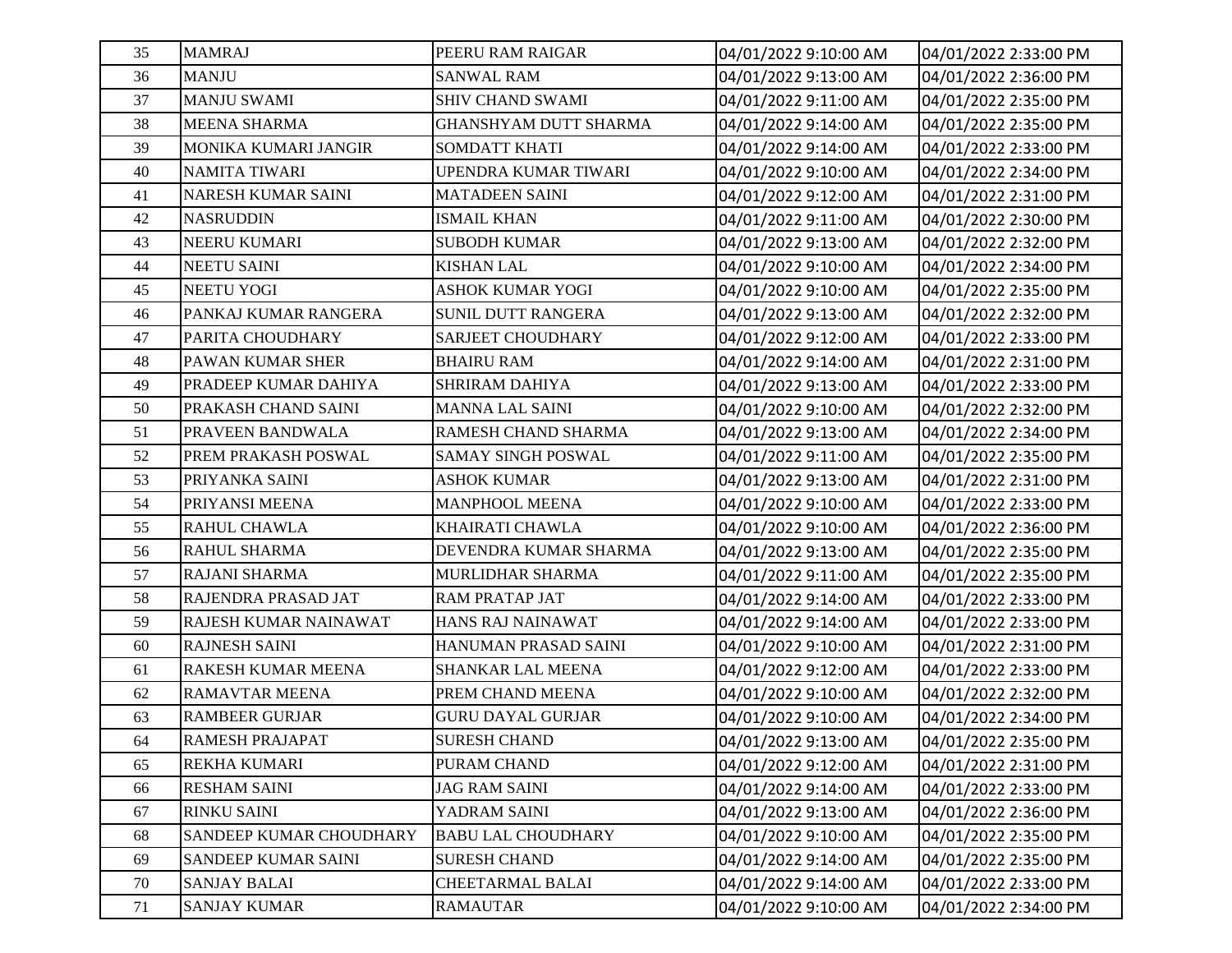| 35 | MAMRAJ | PEERU RAM RAIGAR | 04/01/2022 9:10:00 AM | 04/01/2022 2:33:00 PM |
|---|---|---|---|---|
| 36 | MANJU | SANWAL RAM | 04/01/2022 9:13:00 AM | 04/01/2022 2:36:00 PM |
| 37 | MANJU SWAMI | SHIV CHAND SWAMI | 04/01/2022 9:11:00 AM | 04/01/2022 2:35:00 PM |
| 38 | MEENA SHARMA | GHANSHYAM DUTT SHARMA | 04/01/2022 9:14:00 AM | 04/01/2022 2:35:00 PM |
| 39 | MONIKA KUMARI JANGIR | SOMDATT KHATI | 04/01/2022 9:14:00 AM | 04/01/2022 2:33:00 PM |
| 40 | NAMITA TIWARI | UPENDRA KUMAR TIWARI | 04/01/2022 9:10:00 AM | 04/01/2022 2:34:00 PM |
| 41 | NARESH KUMAR SAINI | MATADEEN SAINI | 04/01/2022 9:12:00 AM | 04/01/2022 2:31:00 PM |
| 42 | NASRUDDIN | ISMAIL KHAN | 04/01/2022 9:11:00 AM | 04/01/2022 2:30:00 PM |
| 43 | NEERU KUMARI | SUBODH KUMAR | 04/01/2022 9:13:00 AM | 04/01/2022 2:32:00 PM |
| 44 | NEETU SAINI | KISHAN LAL | 04/01/2022 9:10:00 AM | 04/01/2022 2:34:00 PM |
| 45 | NEETU YOGI | ASHOK KUMAR YOGI | 04/01/2022 9:10:00 AM | 04/01/2022 2:35:00 PM |
| 46 | PANKAJ KUMAR RANGERA | SUNIL DUTT RANGERA | 04/01/2022 9:13:00 AM | 04/01/2022 2:32:00 PM |
| 47 | PARITA CHOUDHARY | SARJEET CHOUDHARY | 04/01/2022 9:12:00 AM | 04/01/2022 2:33:00 PM |
| 48 | PAWAN KUMAR SHER | BHAIRU RAM | 04/01/2022 9:14:00 AM | 04/01/2022 2:31:00 PM |
| 49 | PRADEEP KUMAR DAHIYA | SHRIRAM DAHIYA | 04/01/2022 9:13:00 AM | 04/01/2022 2:33:00 PM |
| 50 | PRAKASH CHAND SAINI | MANNA LAL SAINI | 04/01/2022 9:10:00 AM | 04/01/2022 2:32:00 PM |
| 51 | PRAVEEN BANDWALA | RAMESH CHAND SHARMA | 04/01/2022 9:13:00 AM | 04/01/2022 2:34:00 PM |
| 52 | PREM PRAKASH POSWAL | SAMAY SINGH POSWAL | 04/01/2022 9:11:00 AM | 04/01/2022 2:35:00 PM |
| 53 | PRIYANKA SAINI | ASHOK KUMAR | 04/01/2022 9:13:00 AM | 04/01/2022 2:31:00 PM |
| 54 | PRIYANSI MEENA | MANPHOOL MEENA | 04/01/2022 9:10:00 AM | 04/01/2022 2:33:00 PM |
| 55 | RAHUL CHAWLA | KHAIRATI CHAWLA | 04/01/2022 9:10:00 AM | 04/01/2022 2:36:00 PM |
| 56 | RAHUL SHARMA | DEVENDRA KUMAR SHARMA | 04/01/2022 9:13:00 AM | 04/01/2022 2:35:00 PM |
| 57 | RAJANI SHARMA | MURLIDHAR SHARMA | 04/01/2022 9:11:00 AM | 04/01/2022 2:35:00 PM |
| 58 | RAJENDRA PRASAD JAT | RAM PRATAP JAT | 04/01/2022 9:14:00 AM | 04/01/2022 2:33:00 PM |
| 59 | RAJESH KUMAR NAINAWAT | HANS RAJ NAINAWAT | 04/01/2022 9:14:00 AM | 04/01/2022 2:33:00 PM |
| 60 | RAJNESH SAINI | HANUMAN PRASAD SAINI | 04/01/2022 9:10:00 AM | 04/01/2022 2:31:00 PM |
| 61 | RAKESH KUMAR MEENA | SHANKAR LAL MEENA | 04/01/2022 9:12:00 AM | 04/01/2022 2:33:00 PM |
| 62 | RAMAVTAR MEENA | PREM CHAND MEENA | 04/01/2022 9:10:00 AM | 04/01/2022 2:32:00 PM |
| 63 | RAMBEER GURJAR | GURU DAYAL GURJAR | 04/01/2022 9:10:00 AM | 04/01/2022 2:34:00 PM |
| 64 | RAMESH PRAJAPAT | SURESH CHAND | 04/01/2022 9:13:00 AM | 04/01/2022 2:35:00 PM |
| 65 | REKHA KUMARI | PURAM CHAND | 04/01/2022 9:12:00 AM | 04/01/2022 2:31:00 PM |
| 66 | RESHAM SAINI | JAG RAM SAINI | 04/01/2022 9:14:00 AM | 04/01/2022 2:33:00 PM |
| 67 | RINKU SAINI | YADRAM SAINI | 04/01/2022 9:13:00 AM | 04/01/2022 2:36:00 PM |
| 68 | SANDEEP KUMAR CHOUDHARY | BABU LAL CHOUDHARY | 04/01/2022 9:10:00 AM | 04/01/2022 2:35:00 PM |
| 69 | SANDEEP KUMAR SAINI | SURESH CHAND | 04/01/2022 9:14:00 AM | 04/01/2022 2:35:00 PM |
| 70 | SANJAY BALAI | CHEETARMAL BALAI | 04/01/2022 9:14:00 AM | 04/01/2022 2:33:00 PM |
| 71 | SANJAY KUMAR | RAMAUTAR | 04/01/2022 9:10:00 AM | 04/01/2022 2:34:00 PM |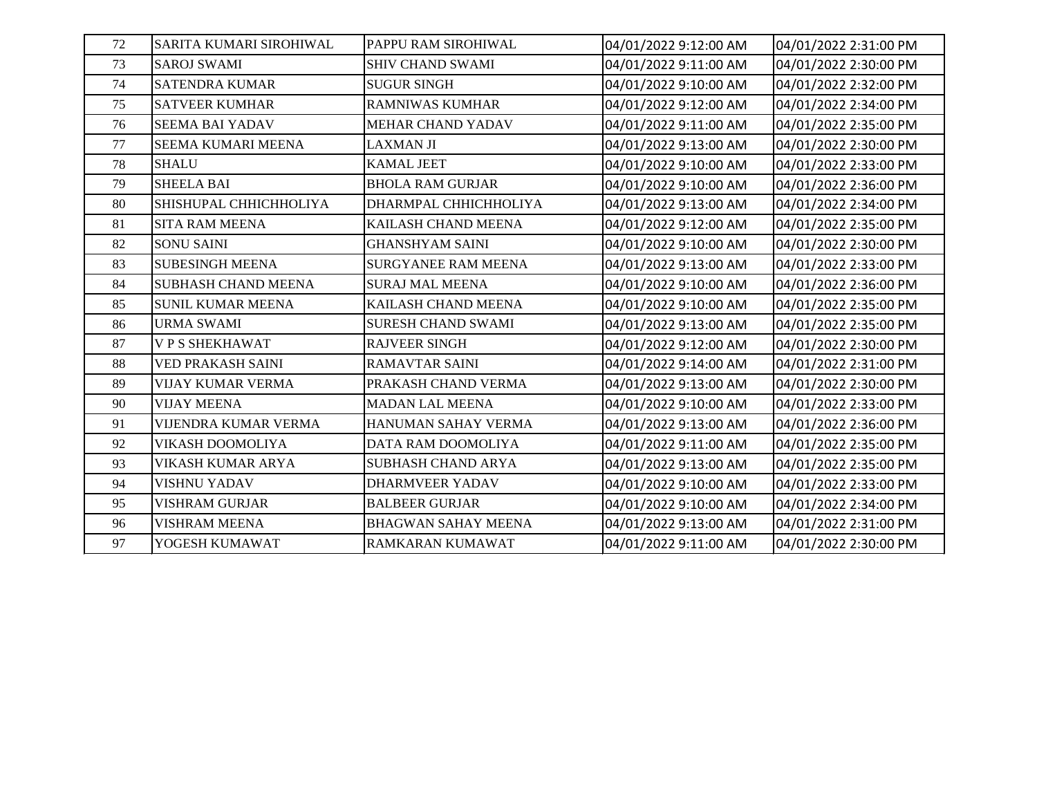| | | | | |
|---|---|---|---|---|
| 72 | SARITA KUMARI SIROHIWAL | PAPPU RAM SIROHIWAL | 04/01/2022 9:12:00 AM | 04/01/2022 2:31:00 PM |
| 73 | SAROJ SWAMI | SHIV CHAND SWAMI | 04/01/2022 9:11:00 AM | 04/01/2022 2:30:00 PM |
| 74 | SATENDRA KUMAR | SUGUR SINGH | 04/01/2022 9:10:00 AM | 04/01/2022 2:32:00 PM |
| 75 | SATVEER KUMHAR | RAMNIWAS KUMHAR | 04/01/2022 9:12:00 AM | 04/01/2022 2:34:00 PM |
| 76 | SEEMA BAI YADAV | MEHAR CHAND YADAV | 04/01/2022 9:11:00 AM | 04/01/2022 2:35:00 PM |
| 77 | SEEMA KUMARI MEENA | LAXMAN JI | 04/01/2022 9:13:00 AM | 04/01/2022 2:30:00 PM |
| 78 | SHALU | KAMAL JEET | 04/01/2022 9:10:00 AM | 04/01/2022 2:33:00 PM |
| 79 | SHEELA BAI | BHOLA RAM GURJAR | 04/01/2022 9:10:00 AM | 04/01/2022 2:36:00 PM |
| 80 | SHISHUPAL CHHICHHOLIYA | DHARMPAL CHHICHHOLIYA | 04/01/2022 9:13:00 AM | 04/01/2022 2:34:00 PM |
| 81 | SITA RAM MEENA | KAILASH CHAND MEENA | 04/01/2022 9:12:00 AM | 04/01/2022 2:35:00 PM |
| 82 | SONU SAINI | GHANSHYAM SAINI | 04/01/2022 9:10:00 AM | 04/01/2022 2:30:00 PM |
| 83 | SUBESINGH MEENA | SURGYANEE RAM MEENA | 04/01/2022 9:13:00 AM | 04/01/2022 2:33:00 PM |
| 84 | SUBHASH CHAND MEENA | SURAJ MAL MEENA | 04/01/2022 9:10:00 AM | 04/01/2022 2:36:00 PM |
| 85 | SUNIL KUMAR MEENA | KAILASH CHAND MEENA | 04/01/2022 9:10:00 AM | 04/01/2022 2:35:00 PM |
| 86 | URMA SWAMI | SURESH CHAND SWAMI | 04/01/2022 9:13:00 AM | 04/01/2022 2:35:00 PM |
| 87 | V P S SHEKHAWAT | RAJVEER SINGH | 04/01/2022 9:12:00 AM | 04/01/2022 2:30:00 PM |
| 88 | VED PRAKASH SAINI | RAMAVTAR SAINI | 04/01/2022 9:14:00 AM | 04/01/2022 2:31:00 PM |
| 89 | VIJAY KUMAR VERMA | PRAKASH CHAND VERMA | 04/01/2022 9:13:00 AM | 04/01/2022 2:30:00 PM |
| 90 | VIJAY MEENA | MADAN LAL MEENA | 04/01/2022 9:10:00 AM | 04/01/2022 2:33:00 PM |
| 91 | VIJENDRA KUMAR VERMA | HANUMAN SAHAY VERMA | 04/01/2022 9:13:00 AM | 04/01/2022 2:36:00 PM |
| 92 | VIKASH DOOMOLIYA | DATA RAM DOOMOLIYA | 04/01/2022 9:11:00 AM | 04/01/2022 2:35:00 PM |
| 93 | VIKASH KUMAR ARYA | SUBHASH CHAND ARYA | 04/01/2022 9:13:00 AM | 04/01/2022 2:35:00 PM |
| 94 | VISHNU YADAV | DHARMVEER YADAV | 04/01/2022 9:10:00 AM | 04/01/2022 2:33:00 PM |
| 95 | VISHRAM GURJAR | BALBEER GURJAR | 04/01/2022 9:10:00 AM | 04/01/2022 2:34:00 PM |
| 96 | VISHRAM MEENA | BHAGWAN SAHAY MEENA | 04/01/2022 9:13:00 AM | 04/01/2022 2:31:00 PM |
| 97 | YOGESH KUMAWAT | RAMKARAN KUMAWAT | 04/01/2022 9:11:00 AM | 04/01/2022 2:30:00 PM |